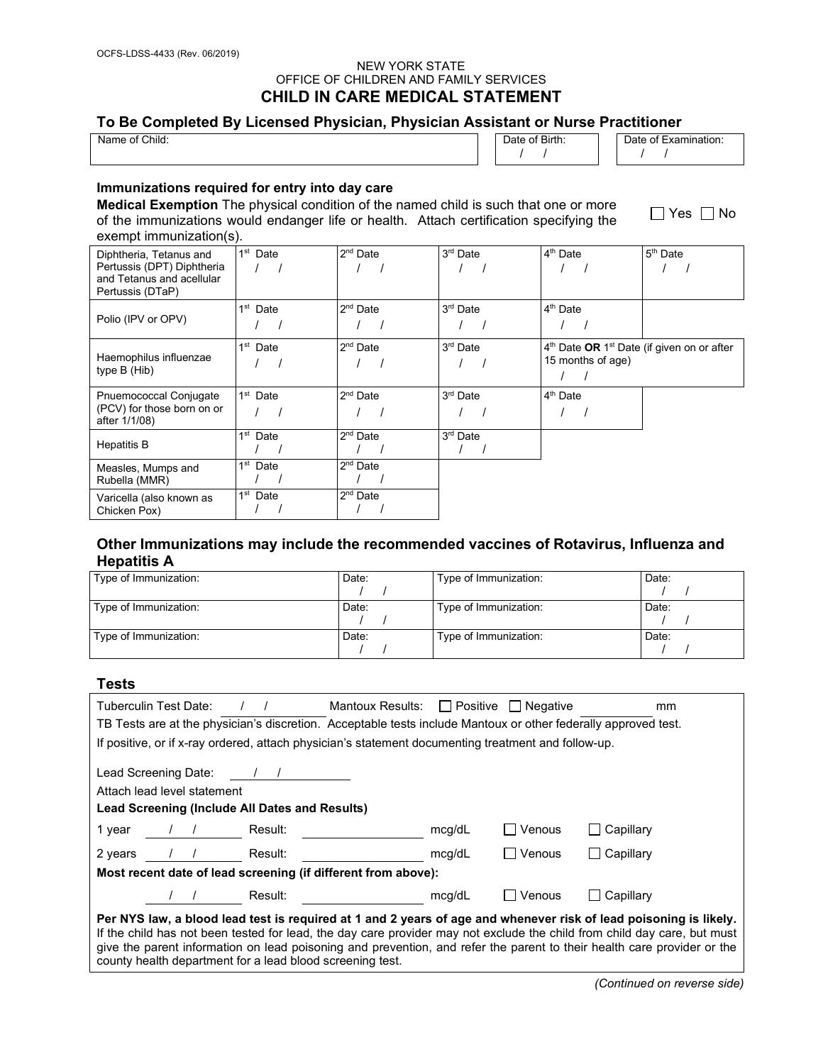OCFS-LDSS-4433 (Rev. 06/2019)

NEW YORK STATE
OFFICE OF CHILDREN AND FAMILY SERVICES

# CHILD IN CARE MEDICAL STATEMENT

## To Be Completed By Licensed Physician, Physician Assistant or Nurse Practitioner

| Name of Child: | Date of Birth: / / | Date of Examination: / / |
|---|---|---|

### Immunizations required for entry into day care

**Medical Exemption** The physical condition of the named child is such that one or more of the immunizations would endanger life or health. Attach certification specifying the exempt immunization(s). ☐ Yes ☐ No

| | | | | | |
|---|---|---|---|---|---|
| Diphtheria, Tetanus and Pertussis (DPT) Diphtheria and Tetanus and acellular Pertussis (DTaP) | 1st Date / / | 2nd Date / / | 3rd Date / / | 4th Date / / | 5th Date / / |
| Polio (IPV or OPV) | 1st Date / / | 2nd Date / / | 3rd Date / / | 4th Date / / | |
| Haemophilus influenzae type B (Hib) | 1st Date / / | 2nd Date / / | 3rd Date / / | 4th Date **OR** 1st Date (if given on or after 15 months of age) / / | |
| Pnuemococcal Conjugate (PCV) for those born on or after 1/1/08) | 1st Date / / | 2nd Date / / | 3rd Date / / | 4th Date / / | |
| Hepatitis B | 1st Date / / | 2nd Date / / | 3rd Date / / | | |
| Measles, Mumps and Rubella (MMR) | 1st Date / / | 2nd Date / / | | | |
| Varicella (also known as Chicken Pox) | 1st Date / / | 2nd Date / / | | | |

### Other Immunizations may include the recommended vaccines of Rotavirus, Influenza and Hepatitis A

| Type of Immunization: | Date: / / | Type of Immunization: | Date: / / |
|---|---|---|---|
| Type of Immunization: | Date: / / | Type of Immunization: | Date: / / |
| Type of Immunization: | Date: / / | Type of Immunization: | Date: / / |

### Tests

Tuberculin Test Date: / / Mantoux Results: ☐ Positive ☐ Negative ______ mm

TB Tests are at the physician's discretion. Acceptable tests include Mantoux or other federally approved test.

If positive, or if x-ray ordered, attach physician's statement documenting treatment and follow-up.

Lead Screening Date: / /

Attach lead level statement

**Lead Screening (Include All Dates and Results)**

| | Date | Result | | | |
|---|---|---|---|---|---|
| 1 year | / / | Result: ______ | mcg/dL | ☐ Venous | ☐ Capillary |
| 2 years | / / | Result: ______ | mcg/dL | ☐ Venous | ☐ Capillary |

**Most recent date of lead screening (if different from above):**

/ / Result: ______ mcg/dL ☐ Venous ☐ Capillary

**Per NYS law, a blood lead test is required at 1 and 2 years of age and whenever risk of lead poisoning is likely.** If the child has not been tested for lead, the day care provider may not exclude the child from child day care, but must give the parent information on lead poisoning and prevention, and refer the parent to their health care provider or the county health department for a lead blood screening test.

*(Continued on reverse side)*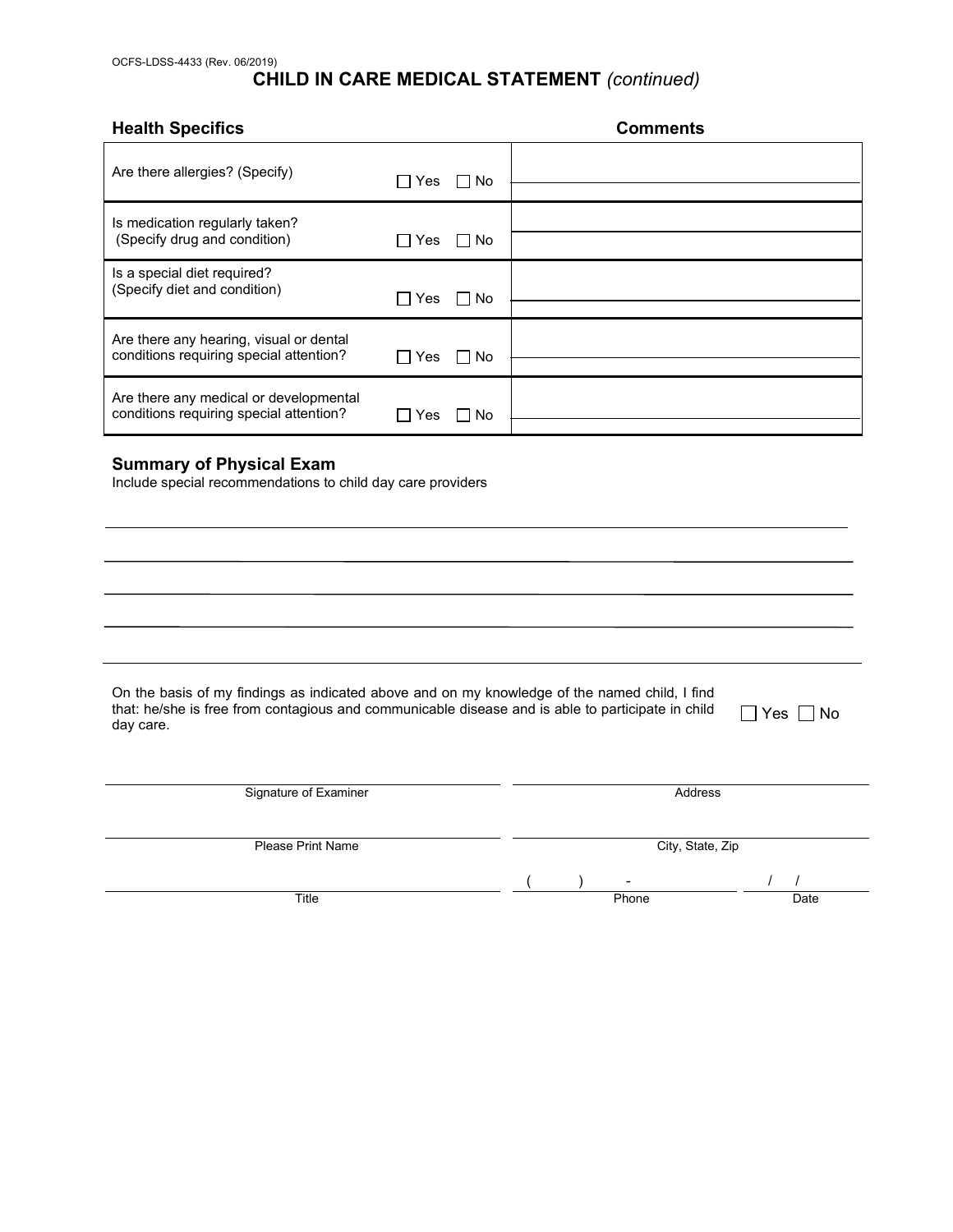OCFS-LDSS-4433 (Rev. 06/2019)

# CHILD IN CARE MEDICAL STATEMENT *(continued)*

| Health Specifics | | Comments |
|---|---|---|
| Are there allergies? (Specify) | ☐ Yes ☐ No | |
| Is medication regularly taken? (Specify drug and condition) | ☐ Yes ☐ No | |
| Is a special diet required? (Specify diet and condition) | ☐ Yes ☐ No | |
| Are there any hearing, visual or dental conditions requiring special attention? | ☐ Yes ☐ No | |
| Are there any medical or developmental conditions requiring special attention? | ☐ Yes ☐ No | |

## Summary of Physical Exam

Include special recommendations to child day care providers

_______________________________________________

_______________________________________________

_______________________________________________

_______________________________________________

_______________________________________________

On the basis of my findings as indicated above and on my knowledge of the named child, I find that: he/she is free from contagious and communicable disease and is able to participate in child day care. ☐ Yes ☐ No

| | |
|---|---|
| _______________________ | _______________________ |
| Signature of Examiner | Address |
| _______________________ | _______________________ |
| Please Print Name | City, State, Zip |
| _______________________ | (     )     -          /     / |
| Title | Phone          Date |